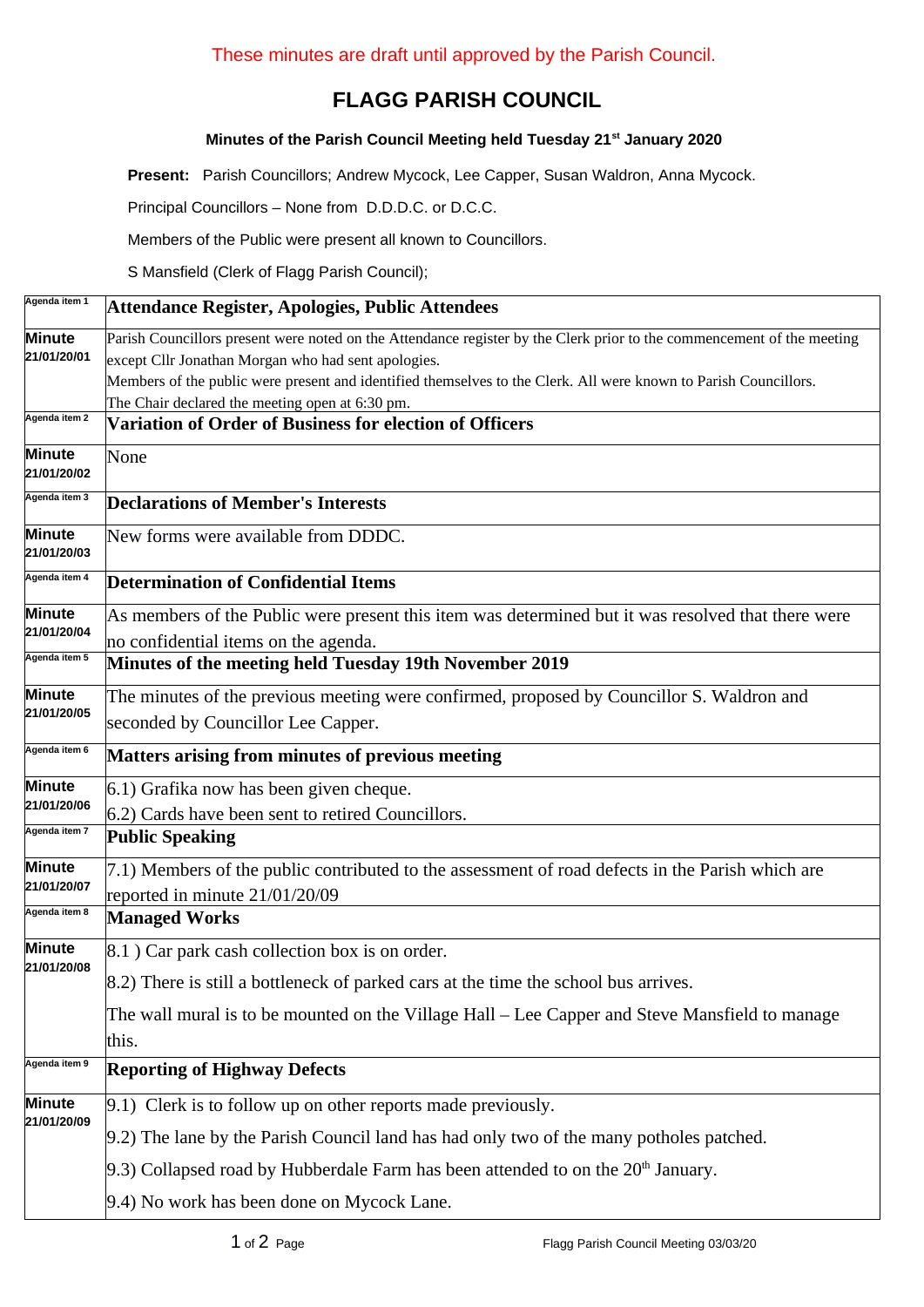These minutes are draft until approved by the Parish Council.

# FLAGG PARISH COUNCIL

### Minutes of the Parish Council Meeting held Tuesday 21st January 2020

**Present:** Parish Councillors; Andrew Mycock, Lee Capper, Susan Waldron, Anna Mycock.

Principal Councillors – None from D.D.D.C. or D.C.C.

Members of the Public were present all known to Councillors.

S Mansfield (Clerk of Flagg Parish Council);

| Agenda item 1 | **Attendance Register, Apologies, Public Attendees** |
|---|---|
| **Minute 21/01/20/01** | Parish Councillors present were noted on the Attendance register by the Clerk prior to the commencement of the meeting except Cllr Jonathan Morgan who had sent apologies.<br>Members of the public were present and identified themselves to the Clerk. All were known to Parish Councillors.<br>The Chair declared the meeting open at 6:30 pm. |
| Agenda item 2 | **Variation of Order of Business for election of Officers** |
| **Minute 21/01/20/02** | None |
| Agenda item 3 | **Declarations of Member's Interests** |
| **Minute 21/01/20/03** | New forms were available from DDDC. |
| Agenda item 4 | **Determination of Confidential Items** |
| **Minute 21/01/20/04** | As members of the Public were present this item was determined but it was resolved that there were no confidential items on the agenda. |
| Agenda item 5 | **Minutes of the meeting held Tuesday 19th November 2019** |
| **Minute 21/01/20/05** | The minutes of the previous meeting were confirmed, proposed by Councillor S. Waldron and seconded by Councillor Lee Capper. |
| Agenda item 6 | **Matters arising from minutes of previous meeting** |
| **Minute 21/01/20/06** | 6.1) Grafika now has been given cheque.<br>6.2) Cards have been sent to retired Councillors. |
| Agenda item 7 | **Public Speaking** |
| **Minute 21/01/20/07** | 7.1) Members of the public contributed to the assessment of road defects in the Parish which are reported in minute 21/01/20/09 |
| Agenda item 8 | **Managed Works** |
| **Minute 21/01/20/08** | 8.1 ) Car park cash collection box is on order.<br>8.2) There is still a bottleneck of parked cars at the time the school bus arrives.<br>The wall mural is to be mounted on the Village Hall – Lee Capper and Steve Mansfield to manage this. |
| Agenda item 9 | **Reporting of Highway Defects** |
| **Minute 21/01/20/09** | 9.1) Clerk is to follow up on other reports made previously.<br>9.2) The lane by the Parish Council land has had only two of the many potholes patched.<br>9.3) Collapsed road by Hubberdale Farm has been attended to on the 20th January.<br>9.4) No work has been done on Mycock Lane. |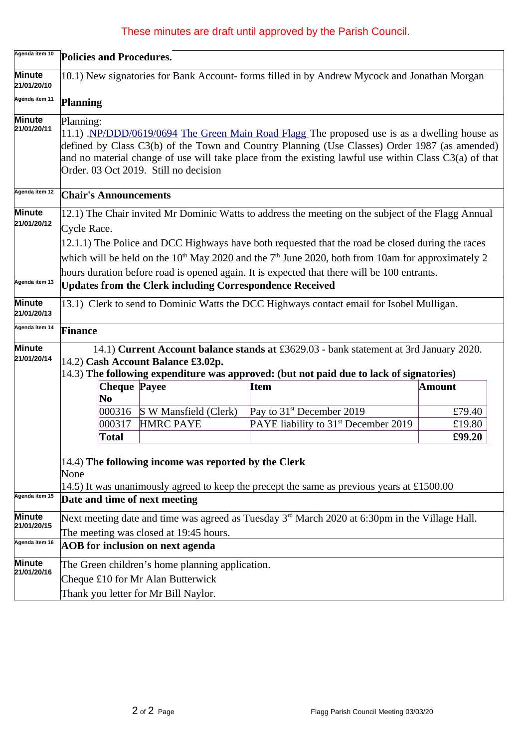These minutes are draft until approved by the Parish Council.

| | |
|---|---|
| Agenda item 10 | **Policies and Procedures.** |
| **Minute 21/01/20/10** | 10.1) New signatories for Bank Account- forms filled in by Andrew Mycock and Jonathan Morgan |
| Agenda item 11 | **Planning** |
| **Minute 21/01/20/11** | Planning:<br>11.1) .NP/DDD/0619/0694 The Green Main Road Flagg The proposed use is as a dwelling house as defined by Class C3(b) of the Town and Country Planning (Use Classes) Order 1987 (as amended) and no material change of use will take place from the existing lawful use within Class C3(a) of that Order. 03 Oct 2019. Still no decision |
| Agenda item 12 | **Chair's Announcements** |
| **Minute 21/01/20/12** | 12.1) The Chair invited Mr Dominic Watts to address the meeting on the subject of the Flagg Annual Cycle Race.<br>12.1.1) The Police and DCC Highways have both requested that the road be closed during the races which will be held on the 10th May 2020 and the 7th June 2020, both from 10am for approximately 2 hours duration before road is opened again. It is expected that there will be 100 entrants. |
| Agenda item 13 | **Updates from the Clerk including Correspondence Received** |
| **Minute 21/01/20/13** | 13.1) Clerk to send to Dominic Watts the DCC Highways contact email for Isobel Mulligan. |
| Agenda item 14 | **Finance** |
| **Minute 21/01/20/14** | 14.1) **Current Account balance stands at** £3629.03 - bank statement at 3rd January 2020.<br>14.2) **Cash Account Balance £3.02p.**<br>14.3) **The following expenditure was approved: (but not paid due to lack of signatories)** |

| **Cheque No** | **Payee** | **Item** | **Amount** |
|---|---|---|---|
| 000316 | S W Mansfield (Clerk) | Pay to 31st December 2019 | £79.40 |
| 000317 | HMRC PAYE | PAYE liability to 31st December 2019 | £19.80 |
| **Total** | | | **£99.20** |

14.4) **The following income was reported by the Clerk**
None
14.5) It was unanimously agreed to keep the precept the same as previous years at £1500.00

| | |
|---|---|
| Agenda item 15 | **Date and time of next meeting** |
| **Minute 21/01/20/15** | Next meeting date and time was agreed as Tuesday 3rd March 2020 at 6:30pm in the Village Hall.<br>The meeting was closed at 19:45 hours. |
| Agenda item 16 | **AOB for inclusion on next agenda** |
| **Minute 21/01/20/16** | The Green children's home planning application.<br>Cheque £10 for Mr Alan Butterwick<br>Thank you letter for Mr Bill Naylor. |